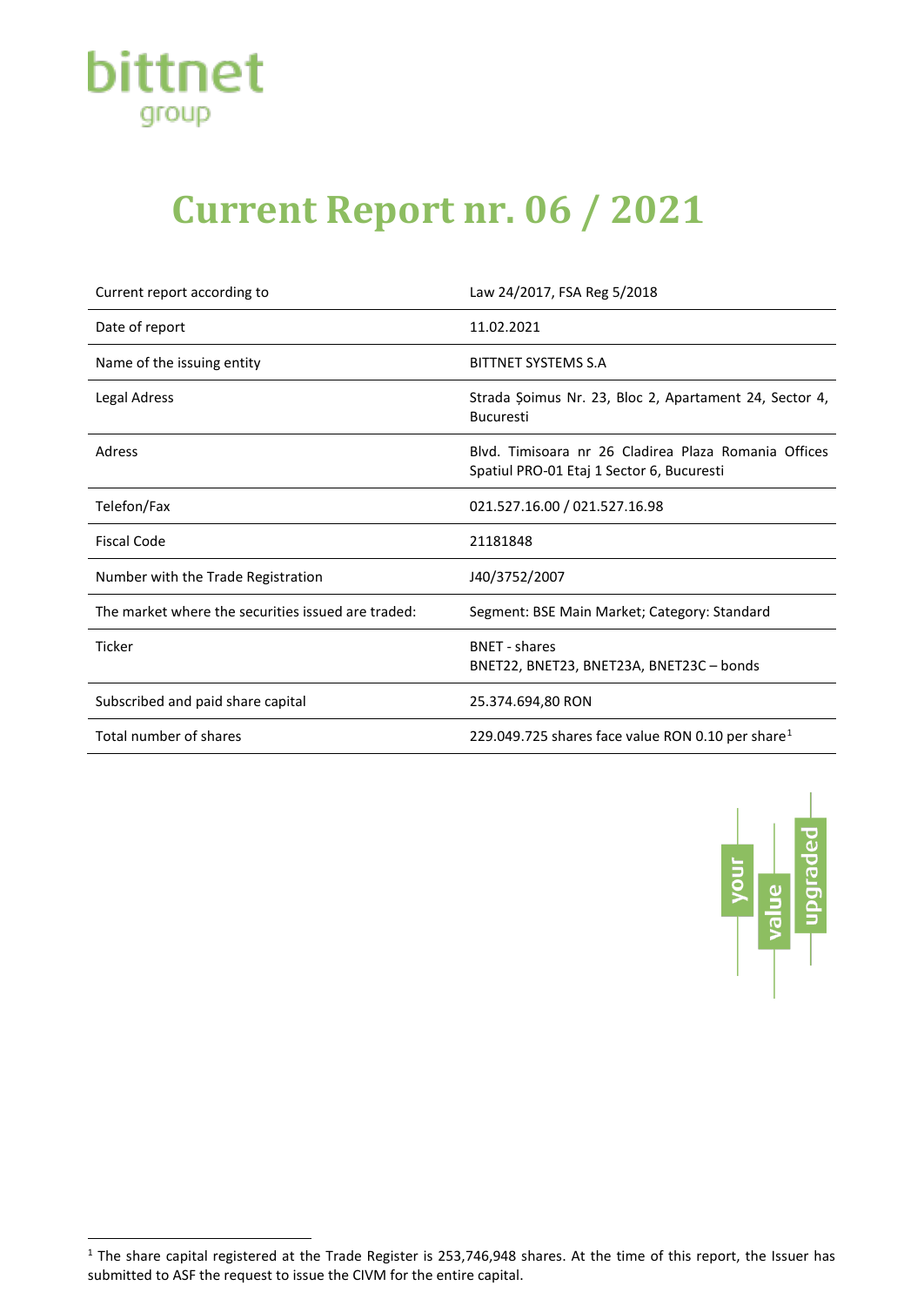bittnet
group

# Current Report nr. 06 / 2021

| | |
|---|---|
| Current report according to | Law 24/2017, FSA Reg 5/2018 |
| Date of report | 11.02.2021 |
| Name of the issuing entity | BITTNET SYSTEMS S.A |
| Legal Adress | Strada Șoimus Nr. 23, Bloc 2, Apartament 24, Sector 4, Bucuresti |
| Adress | Blvd. Timisoara nr 26 Cladirea Plaza Romania Offices Spatiul PRO-01 Etaj 1 Sector 6, Bucuresti |
| Telefon/Fax | 021.527.16.00 / 021.527.16.98 |
| Fiscal Code | 21181848 |
| Number with the Trade Registration | J40/3752/2007 |
| The market where the securities issued are traded: | Segment: BSE Main Market; Category: Standard |
| Ticker | BNET - shares<br>BNET22, BNET23, BNET23A, BNET23C – bonds |
| Subscribed and paid share capital | 25.374.694,80 RON |
| Total number of shares | 229.049.725 shares face value RON 0.10 per share[1] |

your value upgraded

[1] The share capital registered at the Trade Register is 253,746,948 shares. At the time of this report, the Issuer has submitted to ASF the request to issue the CIVM for the entire capital.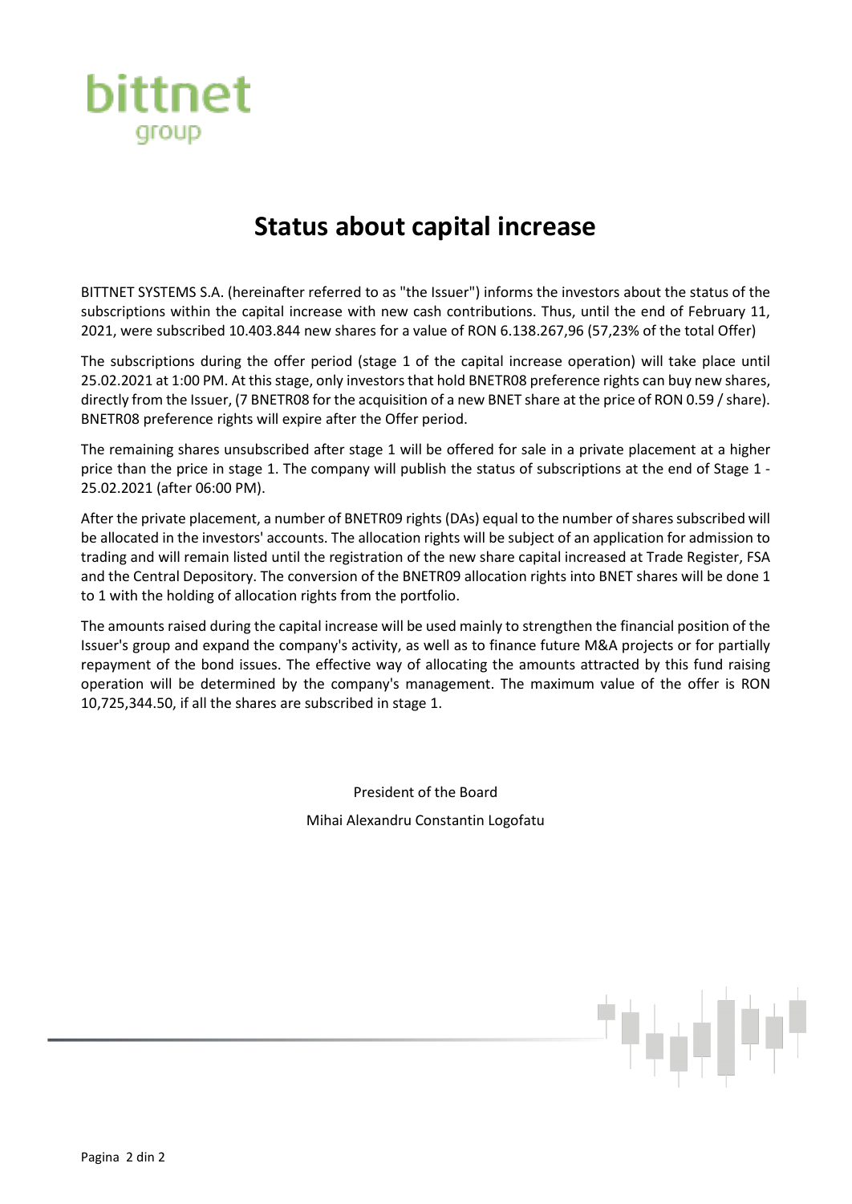# Status about capital increase

BITTNET SYSTEMS S.A. (hereinafter referred to as "the Issuer") informs the investors about the status of the subscriptions within the capital increase with new cash contributions. Thus, until the end of February 11, 2021, were subscribed 10.403.844 new shares for a value of RON 6.138.267,96 (57,23% of the total Offer)

The subscriptions during the offer period (stage 1 of the capital increase operation) will take place until 25.02.2021 at 1:00 PM. At this stage, only investors that hold BNETR08 preference rights can buy new shares, directly from the Issuer, (7 BNETR08 for the acquisition of a new BNET share at the price of RON 0.59 / share). BNETR08 preference rights will expire after the Offer period.

The remaining shares unsubscribed after stage 1 will be offered for sale in a private placement at a higher price than the price in stage 1. The company will publish the status of subscriptions at the end of Stage 1 - 25.02.2021 (after 06:00 PM).

After the private placement, a number of BNETR09 rights (DAs) equal to the number of shares subscribed will be allocated in the investors' accounts. The allocation rights will be subject of an application for admission to trading and will remain listed until the registration of the new share capital increased at Trade Register, FSA and the Central Depository. The conversion of the BNETR09 allocation rights into BNET shares will be done 1 to 1 with the holding of allocation rights from the portfolio.

The amounts raised during the capital increase will be used mainly to strengthen the financial position of the Issuer's group and expand the company's activity, as well as to finance future M&A projects or for partially repayment of the bond issues. The effective way of allocating the amounts attracted by this fund raising operation will be determined by the company's management. The maximum value of the offer is RON 10,725,344.50, if all the shares are subscribed in stage 1.

President of the Board

Mihai Alexandru Constantin Logofatu